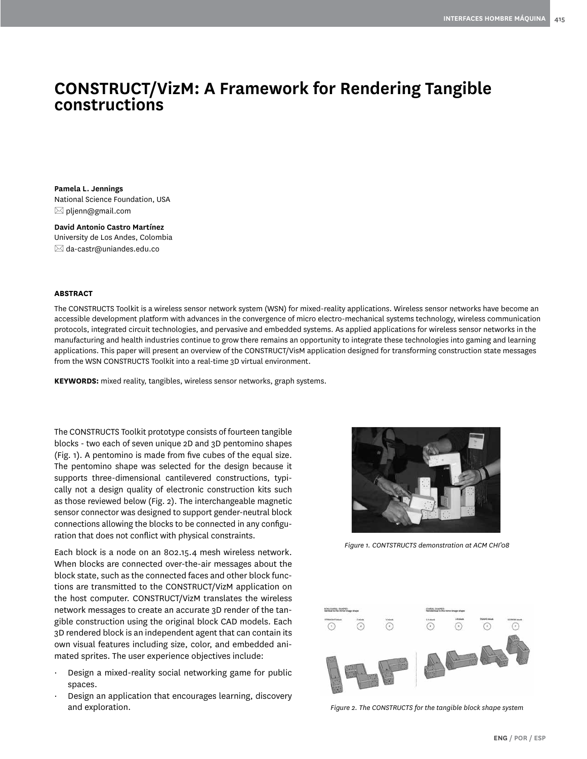# CONSTRUCT/VizM: A Framework for Rendering Tangible constructions

**Pamela L. Jennings**
National Science Foundation, USA
pljenn@gmail.com

**David Antonio Castro Martínez**
University de Los Andes, Colombia
da-castr@uniandes.edu.co

#### ABSTRACT

The CONSTRUCTS Toolkit is a wireless sensor network system (WSN) for mixed-reality applications. Wireless sensor networks have become an accessible development platform with advances in the convergence of micro electro-mechanical systems technology, wireless communication protocols, integrated circuit technologies, and pervasive and embedded systems. As applied applications for wireless sensor networks in the manufacturing and health industries continue to grow there remains an opportunity to integrate these technologies into gaming and learning applications. This paper will present an overview of the CONSTRUCT/VisM application designed for transforming construction state messages from the WSN CONSTRUCTS Toolkit into a real-time 3D virtual environment.

**KEYWORDS:** mixed reality, tangibles, wireless sensor networks, graph systems.

The CONSTRUCTS Toolkit prototype consists of fourteen tangible blocks - two each of seven unique 2D and 3D pentomino shapes (Fig. 1). A pentomino is made from five cubes of the equal size. The pentomino shape was selected for the design because it supports three-dimensional cantilevered constructions, typically not a design quality of electronic construction kits such as those reviewed below (Fig. 2). The interchangeable magnetic sensor connector was designed to support gender-neutral block connections allowing the blocks to be connected in any configuration that does not conflict with physical constraints.

Each block is a node on an 802.15.4 mesh wireless network. When blocks are connected over-the-air messages about the block state, such as the connected faces and other block functions are transmitted to the CONSTRUCT/VizM application on the host computer. CONSTRUCT/VizM translates the wireless network messages to create an accurate 3D render of the tangible construction using the original block CAD models. Each 3D rendered block is an independent agent that can contain its own visual features including size, color, and embedded animated sprites. The user experience objectives include:

- Design a mixed-reality social networking game for public spaces.
- Design an application that encourages learning, discovery and exploration.

*Figure 1. CONTSTRUCTS demonstration at ACM CHI'08*

*Figure 2. The CONSTRUCTS for the tangible block shape system*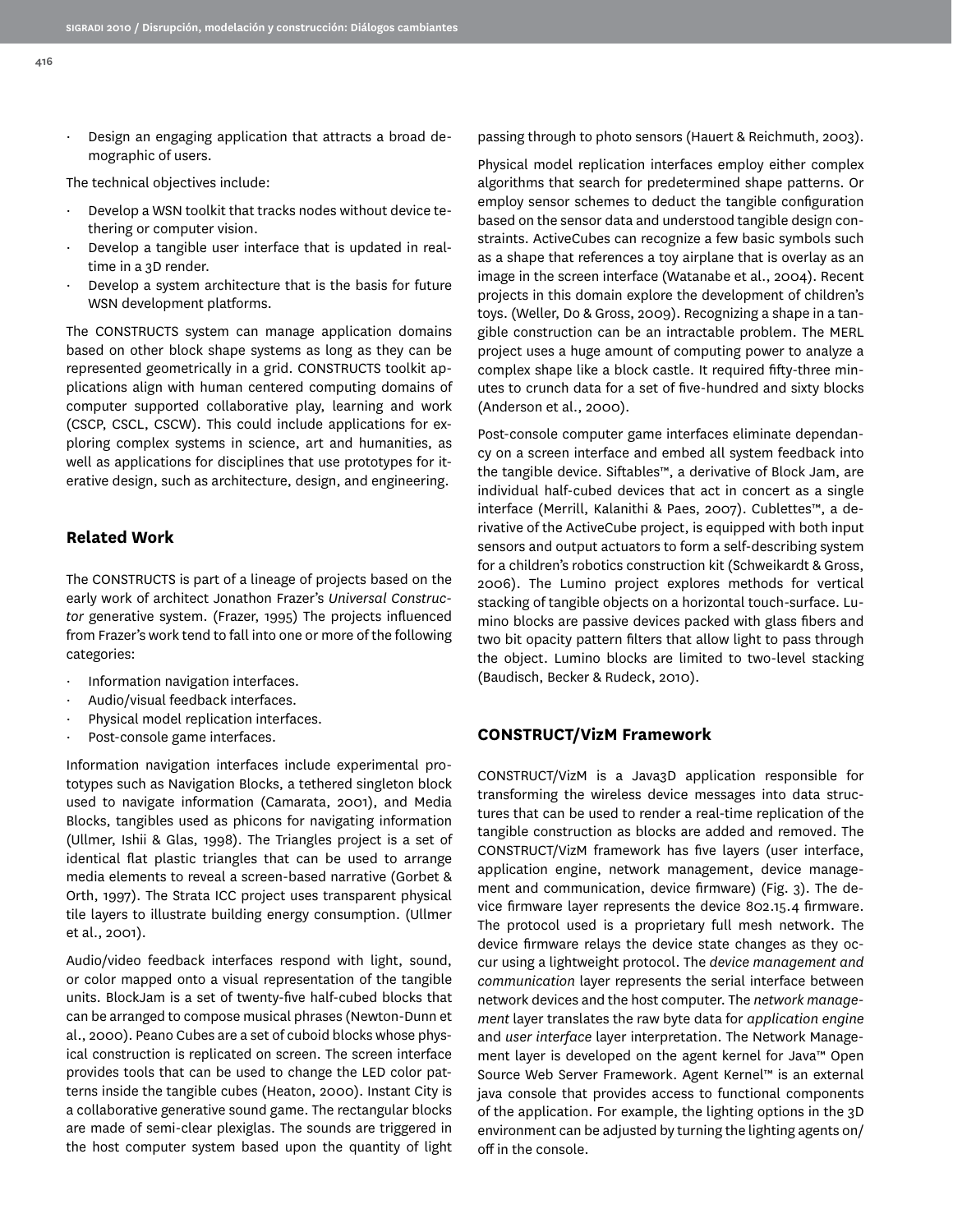- Design an engaging application that attracts a broad demographic of users.

The technical objectives include:

- Develop a WSN toolkit that tracks nodes without device tethering or computer vision.
- Develop a tangible user interface that is updated in real-time in a 3D render.
- Develop a system architecture that is the basis for future WSN development platforms.

The CONSTRUCTS system can manage application domains based on other block shape systems as long as they can be represented geometrically in a grid. CONSTRUCTS toolkit applications align with human centered computing domains of computer supported collaborative play, learning and work (CSCP, CSCL, CSCW). This could include applications for exploring complex systems in science, art and humanities, as well as applications for disciplines that use prototypes for iterative design, such as architecture, design, and engineering.

## Related Work

The CONSTRUCTS is part of a lineage of projects based on the early work of architect Jonathon Frazer's *Universal Constructor* generative system. (Frazer, 1995) The projects influenced from Frazer's work tend to fall into one or more of the following categories:

- Information navigation interfaces.
- Audio/visual feedback interfaces.
- Physical model replication interfaces.
- Post-console game interfaces.

Information navigation interfaces include experimental prototypes such as Navigation Blocks, a tethered singleton block used to navigate information (Camarata, 2001), and Media Blocks, tangibles used as phicons for navigating information (Ullmer, Ishii & Glas, 1998). The Triangles project is a set of identical flat plastic triangles that can be used to arrange media elements to reveal a screen-based narrative (Gorbet & Orth, 1997). The Strata ICC project uses transparent physical tile layers to illustrate building energy consumption. (Ullmer et al., 2001).

Audio/video feedback interfaces respond with light, sound, or color mapped onto a visual representation of the tangible units. BlockJam is a set of twenty-five half-cubed blocks that can be arranged to compose musical phrases (Newton-Dunn et al., 2000). Peano Cubes are a set of cuboid blocks whose physical construction is replicated on screen. The screen interface provides tools that can be used to change the LED color patterns inside the tangible cubes (Heaton, 2000). Instant City is a collaborative generative sound game. The rectangular blocks are made of semi-clear plexiglas. The sounds are triggered in the host computer system based upon the quantity of light passing through to photo sensors (Hauert & Reichmuth, 2003).

Physical model replication interfaces employ either complex algorithms that search for predetermined shape patterns. Or employ sensor schemes to deduct the tangible configuration based on the sensor data and understood tangible design constraints. ActiveCubes can recognize a few basic symbols such as a shape that references a toy airplane that is overlay as an image in the screen interface (Watanabe et al., 2004). Recent projects in this domain explore the development of children's toys. (Weller, Do & Gross, 2009). Recognizing a shape in a tangible construction can be an intractable problem. The MERL project uses a huge amount of computing power to analyze a complex shape like a block castle. It required fifty-three minutes to crunch data for a set of five-hundred and sixty blocks (Anderson et al., 2000).

Post-console computer game interfaces eliminate dependancy on a screen interface and embed all system feedback into the tangible device. Siftables™, a derivative of Block Jam, are individual half-cubed devices that act in concert as a single interface (Merrill, Kalanithi & Paes, 2007). Cublettes™, a derivative of the ActiveCube project, is equipped with both input sensors and output actuators to form a self-describing system for a children's robotics construction kit (Schweikardt & Gross, 2006). The Lumino project explores methods for vertical stacking of tangible objects on a horizontal touch-surface. Lumino blocks are passive devices packed with glass fibers and two bit opacity pattern filters that allow light to pass through the object. Lumino blocks are limited to two-level stacking (Baudisch, Becker & Rudeck, 2010).

## CONSTRUCT/VizM Framework

CONSTRUCT/VizM is a Java3D application responsible for transforming the wireless device messages into data structures that can be used to render a real-time replication of the tangible construction as blocks are added and removed. The CONSTRUCT/VizM framework has five layers (user interface, application engine, network management, device management and communication, device firmware) (Fig. 3). The device firmware layer represents the device 802.15.4 firmware. The protocol used is a proprietary full mesh network. The device firmware relays the device state changes as they occur using a lightweight protocol. The *device management and communication* layer represents the serial interface between network devices and the host computer. The *network management* layer translates the raw byte data for *application engine* and *user interface* layer interpretation. The Network Management layer is developed on the agent kernel for Java™ Open Source Web Server Framework. Agent Kernel™ is an external java console that provides access to functional components of the application. For example, the lighting options in the 3D environment can be adjusted by turning the lighting agents on/off in the console.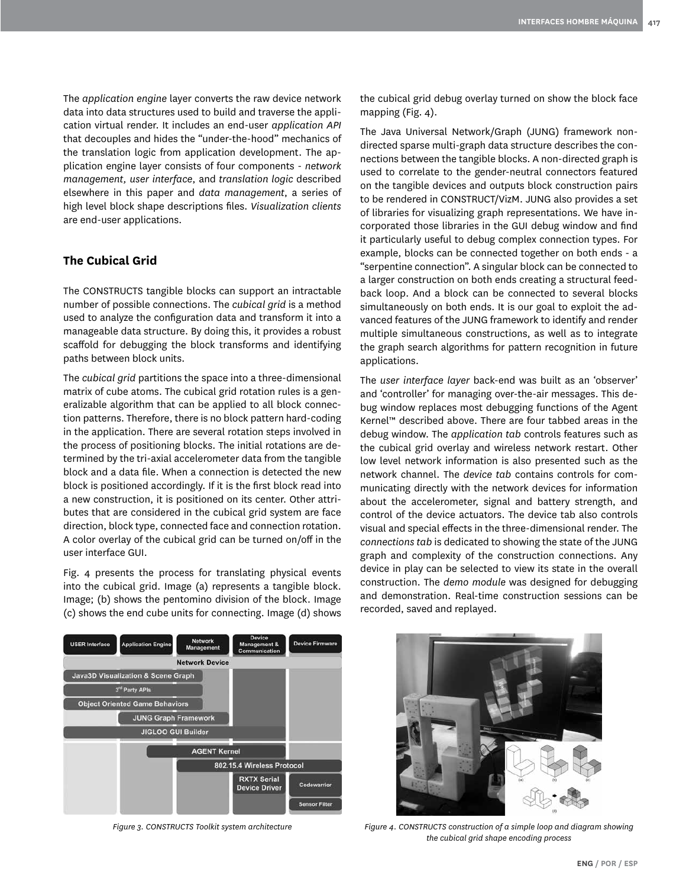The *application engine* layer converts the raw device network data into data structures used to build and traverse the application virtual render. It includes an end-user *application API* that decouples and hides the "under-the-hood" mechanics of the translation logic from application development. The application engine layer consists of four components - *network management, user interface,* and *translation logic* described elsewhere in this paper and *data management*, a series of high level block shape descriptions files. *Visualization clients* are end-user applications.

## The Cubical Grid

The CONSTRUCTS tangible blocks can support an intractable number of possible connections. The *cubical grid* is a method used to analyze the configuration data and transform it into a manageable data structure. By doing this, it provides a robust scaffold for debugging the block transforms and identifying paths between block units.

The *cubical grid* partitions the space into a three-dimensional matrix of cube atoms. The cubical grid rotation rules is a generalizable algorithm that can be applied to all block connection patterns. Therefore, there is no block pattern hard-coding in the application. There are several rotation steps involved in the process of positioning blocks. The initial rotations are determined by the tri-axial accelerometer data from the tangible block and a data file. When a connection is detected the new block is positioned accordingly. If it is the first block read into a new construction, it is positioned on its center. Other attributes that are considered in the cubical grid system are face direction, block type, connected face and connection rotation. A color overlay of the cubical grid can be turned on/off in the user interface GUI.

Fig. 4 presents the process for translating physical events into the cubical grid. Image (a) represents a tangible block. Image; (b) shows the pentomino division of the block. Image (c) shows the end cube units for connecting. Image (d) shows the cubical grid debug overlay turned on show the block face mapping (Fig. 4).

The Java Universal Network/Graph (JUNG) framework non-directed sparse multi-graph data structure describes the connections between the tangible blocks. A non-directed graph is used to correlate to the gender-neutral connectors featured on the tangible devices and outputs block construction pairs to be rendered in CONSTRUCT/VizM. JUNG also provides a set of libraries for visualizing graph representations. We have incorporated those libraries in the GUI debug window and find it particularly useful to debug complex connection types. For example, blocks can be connected together on both ends - a "serpentine connection". A singular block can be connected to a larger construction on both ends creating a structural feedback loop. And a block can be connected to several blocks simultaneously on both ends. It is our goal to exploit the advanced features of the JUNG framework to identify and render multiple simultaneous constructions, as well as to integrate the graph search algorithms for pattern recognition in future applications.

The *user interface layer* back-end was built as an 'observer' and 'controller' for managing over-the-air messages. This debug window replaces most debugging functions of the Agent Kernel™ described above. There are four tabbed areas in the debug window. The *application tab* controls features such as the cubical grid overlay and wireless network restart. Other low level network information is also presented such as the network channel. The *device tab* contains controls for communicating directly with the network devices for information about the accelerometer, signal and battery strength, and control of the device actuators. The device tab also controls visual and special effects in the three-dimensional render. The *connections tab* is dedicated to showing the state of the JUNG graph and complexity of the construction connections. Any device in play can be selected to view its state in the overall construction. The *demo module* was designed for debugging and demonstration. Real-time construction sessions can be recorded, saved and replayed.

*Figure 3. CONSTRUCTS Toolkit system architecture*

*Figure 4. CONSTRUCTS construction of a simple loop and diagram showing the cubical grid shape encoding process*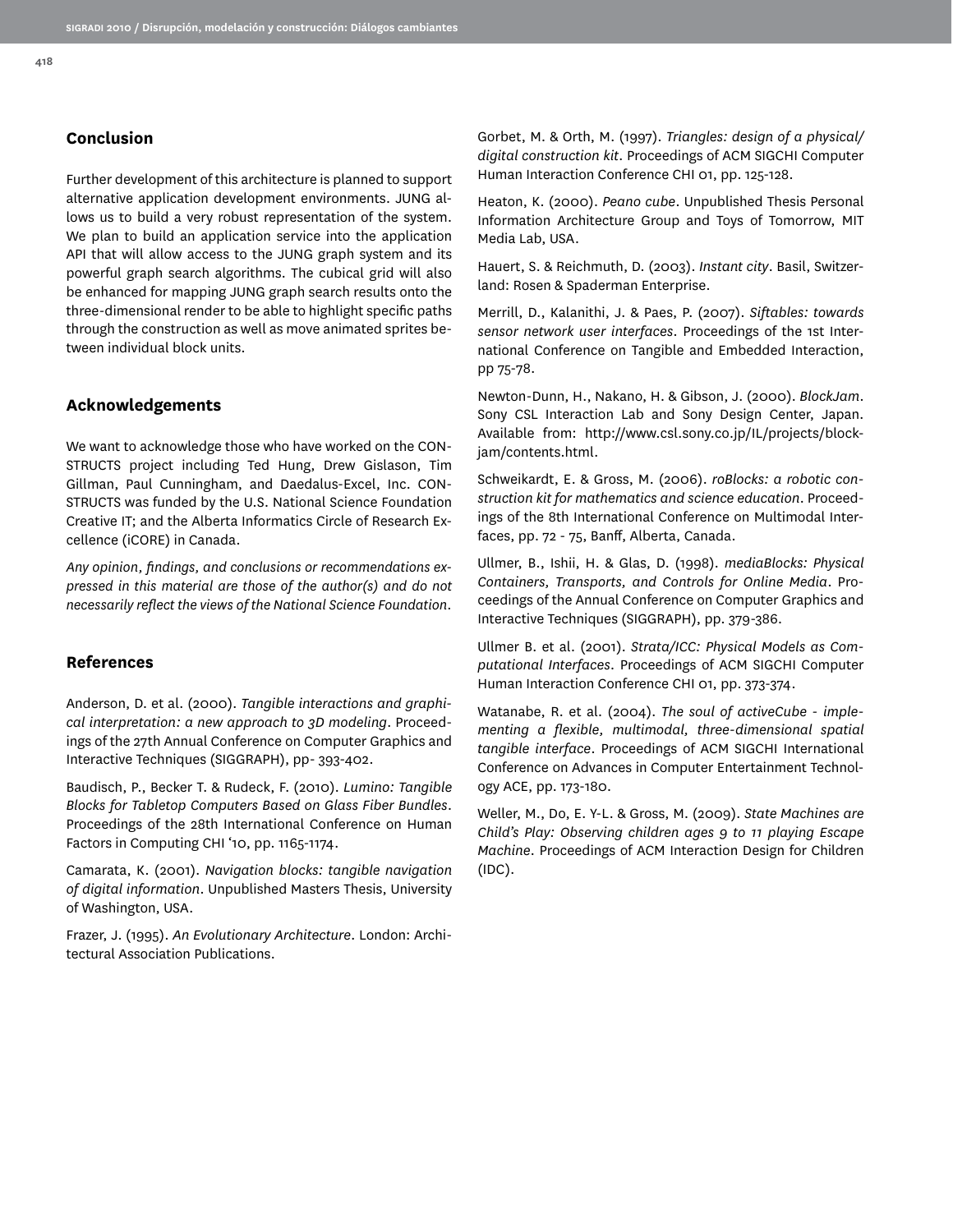## Conclusion

Further development of this architecture is planned to support alternative application development environments. JUNG allows us to build a very robust representation of the system. We plan to build an application service into the application API that will allow access to the JUNG graph system and its powerful graph search algorithms. The cubical grid will also be enhanced for mapping JUNG graph search results onto the three-dimensional render to be able to highlight specific paths through the construction as well as move animated sprites between individual block units.

## Acknowledgements

We want to acknowledge those who have worked on the CONSTRUCTS project including Ted Hung, Drew Gislason, Tim Gillman, Paul Cunningham, and Daedalus-Excel, Inc. CONSTRUCTS was funded by the U.S. National Science Foundation Creative IT; and the Alberta Informatics Circle of Research Excellence (iCORE) in Canada.

*Any opinion, findings, and conclusions or recommendations expressed in this material are those of the author(s) and do not necessarily reflect the views of the National Science Foundation.*

## References

Anderson, D. et al. (2000). *Tangible interactions and graphical interpretation: a new approach to 3D modeling*. Proceedings of the 27th Annual Conference on Computer Graphics and Interactive Techniques (SIGGRAPH), pp- 393-402.

Baudisch, P., Becker T. & Rudeck, F. (2010). *Lumino: Tangible Blocks for Tabletop Computers Based on Glass Fiber Bundles*. Proceedings of the 28th International Conference on Human Factors in Computing CHI '10, pp. 1165-1174.

Camarata, K. (2001). *Navigation blocks: tangible navigation of digital information*. Unpublished Masters Thesis, University of Washington, USA.

Frazer, J. (1995). *An Evolutionary Architecture*. London: Architectural Association Publications.

Gorbet, M. & Orth, M. (1997). *Triangles: design of a physical/digital construction kit*. Proceedings of ACM SIGCHI Computer Human Interaction Conference CHI 01, pp. 125-128.

Heaton, K. (2000). *Peano cube*. Unpublished Thesis Personal Information Architecture Group and Toys of Tomorrow, MIT Media Lab, USA.

Hauert, S. & Reichmuth, D. (2003). *Instant city*. Basil, Switzerland: Rosen & Spaderman Enterprise.

Merrill, D., Kalanithi, J. & Paes, P. (2007). *Siftables: towards sensor network user interfaces*. Proceedings of the 1st International Conference on Tangible and Embedded Interaction, pp 75-78.

Newton-Dunn, H., Nakano, H. & Gibson, J. (2000). *BlockJam*. Sony CSL Interaction Lab and Sony Design Center, Japan. Available from: http://www.csl.sony.co.jp/IL/projects/blockjam/contents.html.

Schweikardt, E. & Gross, M. (2006). *roBlocks: a robotic construction kit for mathematics and science education*. Proceedings of the 8th International Conference on Multimodal Interfaces, pp. 72 - 75, Banff, Alberta, Canada.

Ullmer, B., Ishii, H. & Glas, D. (1998). *mediaBlocks: Physical Containers, Transports, and Controls for Online Media*. Proceedings of the Annual Conference on Computer Graphics and Interactive Techniques (SIGGRAPH), pp. 379-386.

Ullmer B. et al. (2001). *Strata/ICC: Physical Models as Computational Interfaces*. Proceedings of ACM SIGCHI Computer Human Interaction Conference CHI 01, pp. 373-374.

Watanabe, R. et al. (2004). *The soul of activeCube - implementing a flexible, multimodal, three-dimensional spatial tangible interface*. Proceedings of ACM SIGCHI International Conference on Advances in Computer Entertainment Technology ACE, pp. 173-180.

Weller, M., Do, E. Y-L. & Gross, M. (2009). *State Machines are Child's Play: Observing children ages 9 to 11 playing Escape Machine*. Proceedings of ACM Interaction Design for Children (IDC).